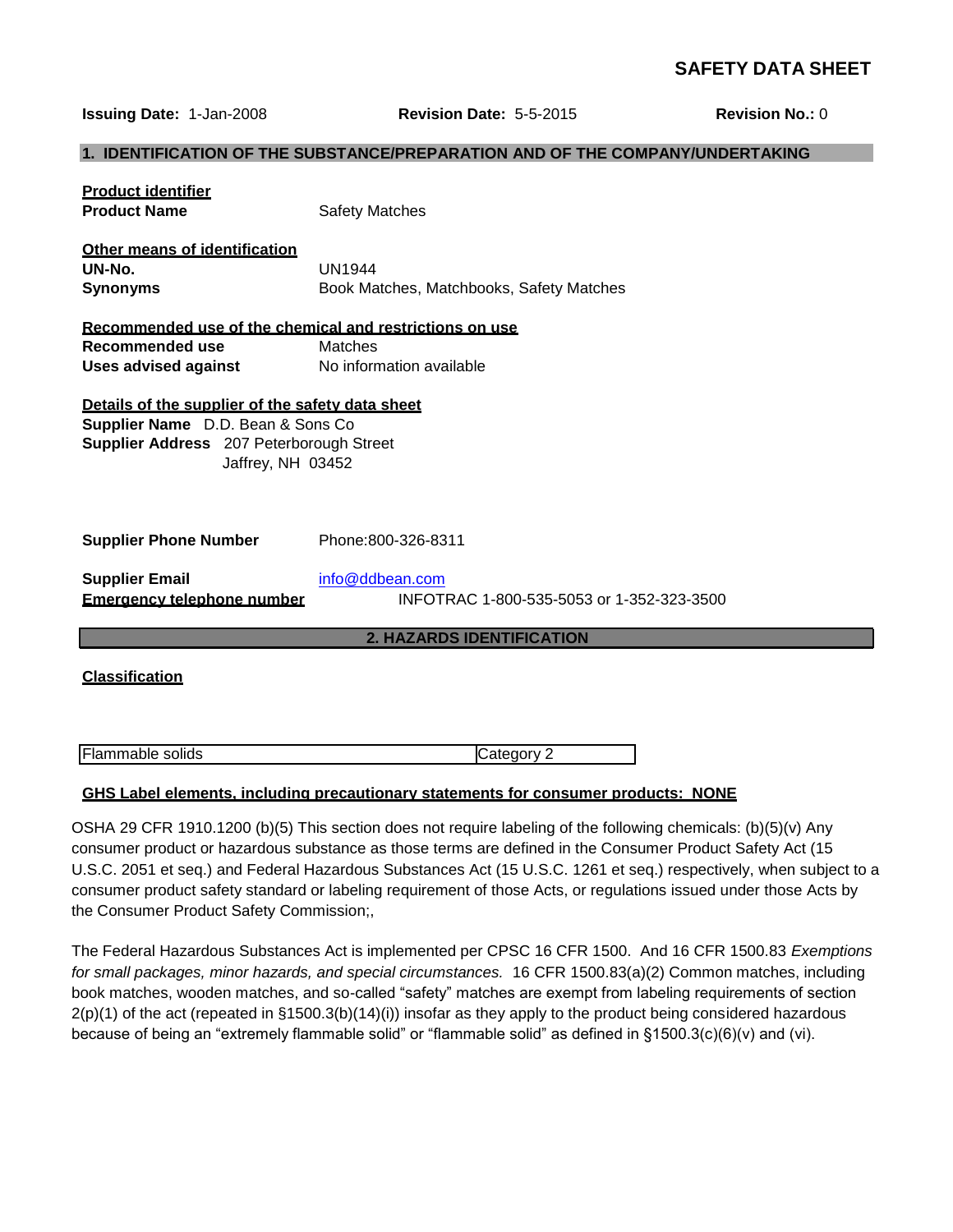# SAFETY DATA SHEET

**Issuing Date:** 1-Jan-2008 **Revision Date:** 5-5-2015 **Revision No.:** 0

## 1. IDENTIFICATION OF THE SUBSTANCE/PREPARATION AND OF THE COMPANY/UNDERTAKING

**Product identifier**

**Product Name** Safety Matches

**Other means of identification**

**UN-No.** UN1944

**Synonyms** Book Matches, Matchbooks, Safety Matches

**Recommended use of the chemical and restrictions on use**

**Recommended use** Matches

**Uses advised against** No information available

**Details of the supplier of the safety data sheet**

**Supplier Name** D.D. Bean & Sons Co

**Supplier Address** 207 Peterborough Street
Jaffrey, NH 03452

**Supplier Phone Number** Phone:800-326-8311

**Supplier Email** info@ddbean.com

**Emergency telephone number** INFOTRAC 1-800-535-5053 or 1-352-323-3500

## 2. HAZARDS IDENTIFICATION

**Classification**

| Flammable solids | Category 2 |
|---|---|

**GHS Label elements, including precautionary statements for consumer products: NONE**

OSHA 29 CFR 1910.1200 (b)(5) This section does not require labeling of the following chemicals: (b)(5)(v) Any consumer product or hazardous substance as those terms are defined in the Consumer Product Safety Act (15 U.S.C. 2051 et seq.) and Federal Hazardous Substances Act (15 U.S.C. 1261 et seq.) respectively, when subject to a consumer product safety standard or labeling requirement of those Acts, or regulations issued under those Acts by the Consumer Product Safety Commission;,

The Federal Hazardous Substances Act is implemented per CPSC 16 CFR 1500. And 16 CFR 1500.83 *Exemptions for small packages, minor hazards, and special circumstances.* 16 CFR 1500.83(a)(2) Common matches, including book matches, wooden matches, and so-called "safety" matches are exempt from labeling requirements of section 2(p)(1) of the act (repeated in §1500.3(b)(14)(i)) insofar as they apply to the product being considered hazardous because of being an "extremely flammable solid" or "flammable solid" as defined in §1500.3(c)(6)(v) and (vi).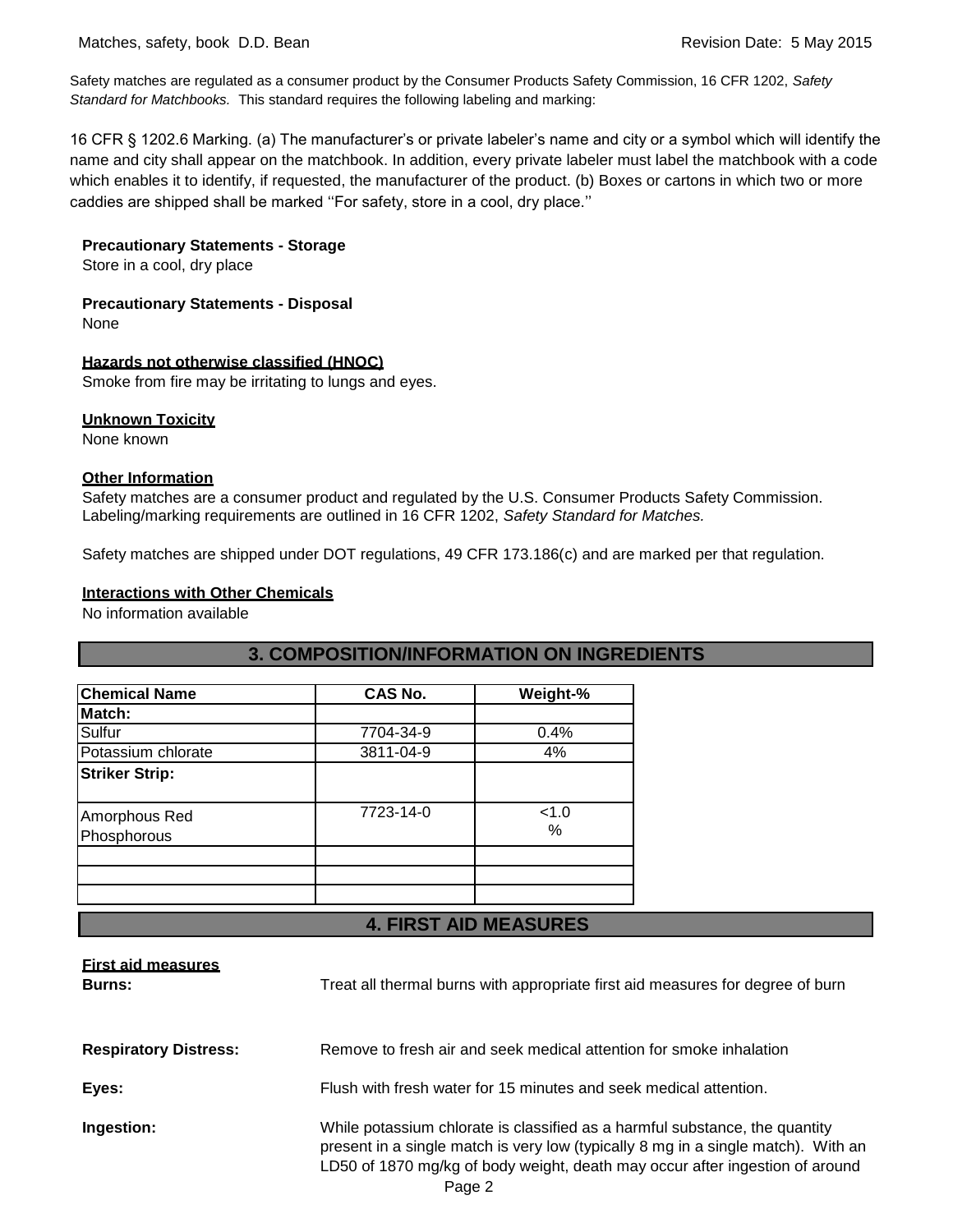Safety matches are regulated as a consumer product by the Consumer Products Safety Commission, 16 CFR 1202, *Safety Standard for Matchbooks.* This standard requires the following labeling and marking:

16 CFR § 1202.6 Marking. (a) The manufacturer's or private labeler's name and city or a symbol which will identify the name and city shall appear on the matchbook. In addition, every private labeler must label the matchbook with a code which enables it to identify, if requested, the manufacturer of the product. (b) Boxes or cartons in which two or more caddies are shipped shall be marked ''For safety, store in a cool, dry place.''

**Precautionary Statements - Storage**

Store in a cool, dry place

**Precautionary Statements - Disposal**

None

**Hazards not otherwise classified (HNOC)**

Smoke from fire may be irritating to lungs and eyes.

**Unknown Toxicity**

None known

**Other Information**

Safety matches are a consumer product and regulated by the U.S. Consumer Products Safety Commission. Labeling/marking requirements are outlined in 16 CFR 1202, *Safety Standard for Matches.*

Safety matches are shipped under DOT regulations, 49 CFR 173.186(c) and are marked per that regulation.

**Interactions with Other Chemicals**

No information available

## 3. COMPOSITION/INFORMATION ON INGREDIENTS

| Chemical Name | CAS No. | Weight-% |
|---|---|---|
| **Match:** | | |
| Sulfur | 7704-34-9 | 0.4% |
| Potassium chlorate | 3811-04-9 | 4% |
| **Striker Strip:** | | |
| Amorphous Red Phosphorous | 7723-14-0 | <1.0 % |
| | | |
| | | |
| | | |

## 4. FIRST AID MEASURES

**First aid measures**

**Burns:** Treat all thermal burns with appropriate first aid measures for degree of burn

**Respiratory Distress:** Remove to fresh air and seek medical attention for smoke inhalation

**Eyes:** Flush with fresh water for 15 minutes and seek medical attention.

**Ingestion:** While potassium chlorate is classified as a harmful substance, the quantity present in a single match is very low (typically 8 mg in a single match). With an LD50 of 1870 mg/kg of body weight, death may occur after ingestion of around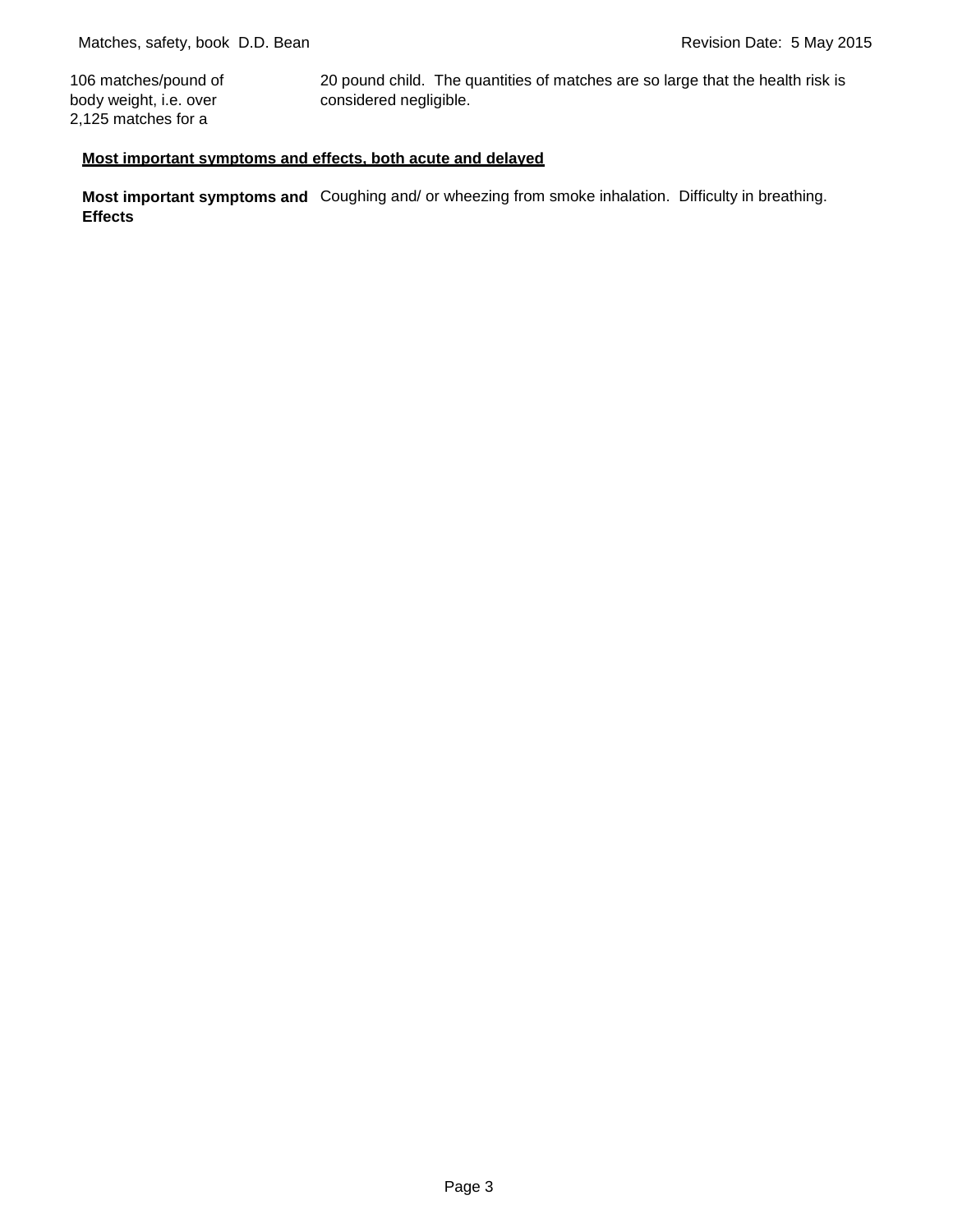| | |
|---|---|
| 106 matches/pound of body weight, i.e. over 2,125 matches for a | 20 pound child. The quantities of matches are so large that the health risk is considered negligible. |

**Most important symptoms and effects, both acute and delayed**

| | |
|---|---|
| **Most important symptoms and Effects** | Coughing and/ or wheezing from smoke inhalation. Difficulty in breathing. |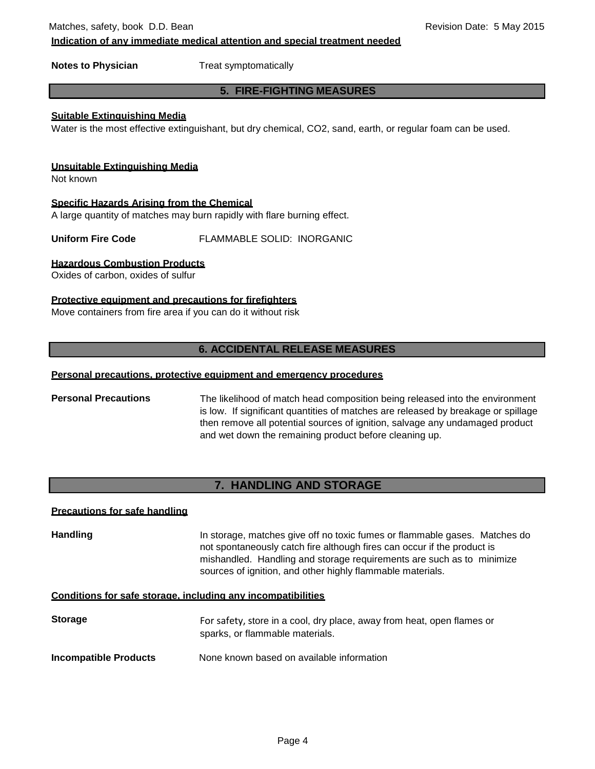### Indication of any immediate medical attention and special treatment needed

**Notes to Physician** Treat symptomatically

## 5. FIRE-FIGHTING MEASURES

### Suitable Extinguishing Media

Water is the most effective extinguishant, but dry chemical, $CO_2$, sand, earth, or regular foam can be used.

### Unsuitable Extinguishing Media

Not known

### Specific Hazards Arising from the Chemical

A large quantity of matches may burn rapidly with flare burning effect.

**Uniform Fire Code** FLAMMABLE SOLID: INORGANIC

### Hazardous Combustion Products

Oxides of carbon, oxides of sulfur

### Protective equipment and precautions for firefighters

Move containers from fire area if you can do it without risk

## 6. ACCIDENTAL RELEASE MEASURES

### Personal precautions, protective equipment and emergency procedures

**Personal Precautions** The likelihood of match head composition being released into the environment is low. If significant quantities of matches are released by breakage or spillage then remove all potential sources of ignition, salvage any undamaged product and wet down the remaining product before cleaning up.

## 7. HANDLING AND STORAGE

### Precautions for safe handling

**Handling** In storage, matches give off no toxic fumes or flammable gases. Matches do not spontaneously catch fire although fires can occur if the product is mishandled. Handling and storage requirements are such as to minimize sources of ignition, and other highly flammable materials.

### Conditions for safe storage, including any incompatibilities

**Storage** For safety, store in a cool, dry place, away from heat, open flames or sparks, or flammable materials.

**Incompatible Products** None known based on available information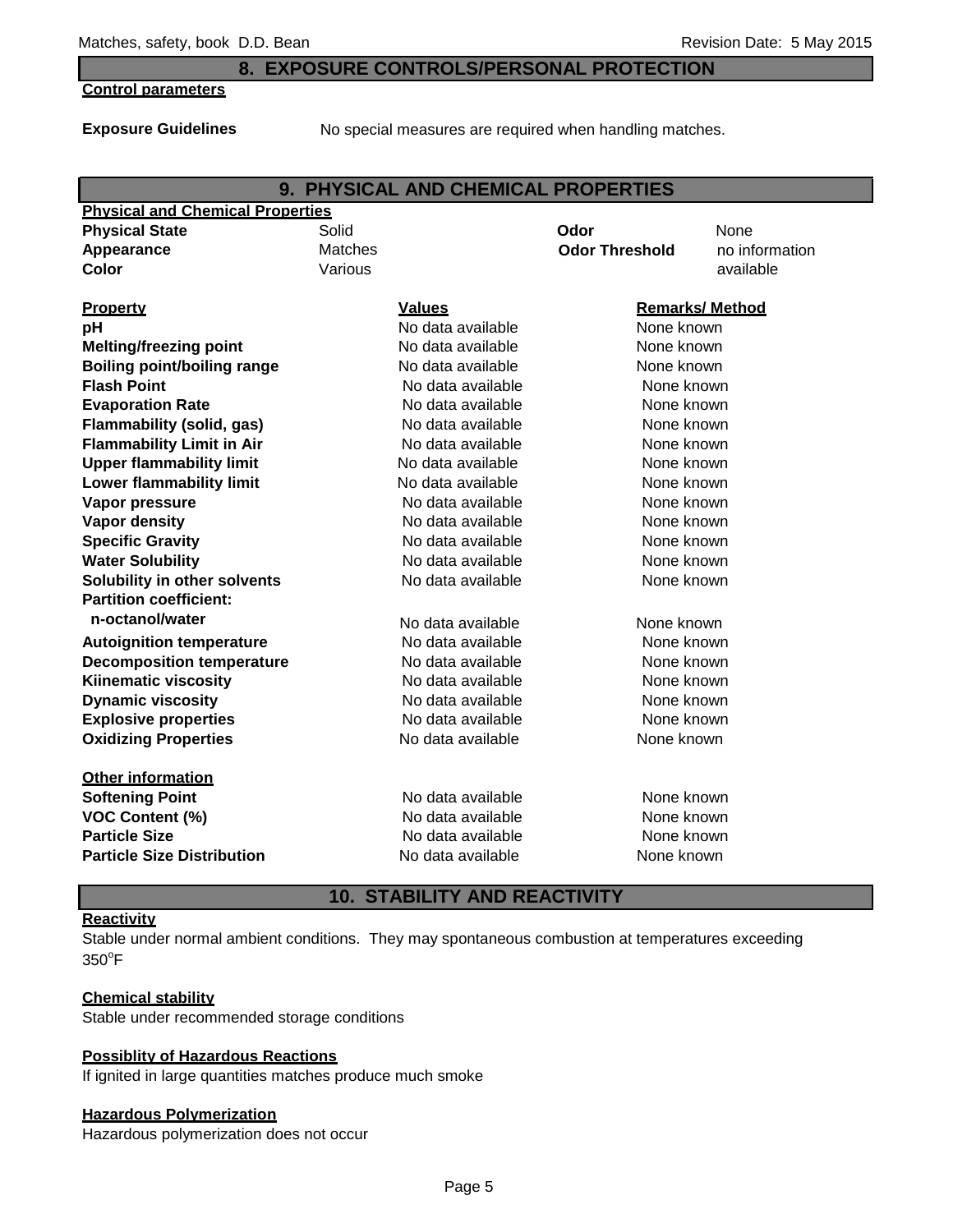## 8. EXPOSURE CONTROLS/PERSONAL PROTECTION

**Control parameters**

**Exposure Guidelines** No special measures are required when handling matches.

## 9. PHYSICAL AND CHEMICAL PROPERTIES

**Physical and Chemical Properties**

| | | | |
|---|---|---|---|
| **Physical State** | Solid | **Odor** | None |
| **Appearance** | Matches | **Odor Threshold** | no information available |
| **Color** | Various | | |

| Property | Values | Remarks/ Method |
|---|---|---|
| **pH** | No data available | None known |
| **Melting/freezing point** | No data available | None known |
| **Boiling point/boiling range** | No data available | None known |
| **Flash Point** | No data available | None known |
| **Evaporation Rate** | No data available | None known |
| **Flammability (solid, gas)** | No data available | None known |
| **Flammability Limit in Air** | No data available | None known |
| **Upper flammability limit** | No data available | None known |
| **Lower flammability limit** | No data available | None known |
| **Vapor pressure** | No data available | None known |
| **Vapor density** | No data available | None known |
| **Specific Gravity** | No data available | None known |
| **Water Solubility** | No data available | None known |
| **Solubility in other solvents** | No data available | None known |
| **Partition coefficient: n-octanol/water** | No data available | None known |
| **Autoignition temperature** | No data available | None known |
| **Decomposition temperature** | No data available | None known |
| **Kiinematic viscosity** | No data available | None known |
| **Dynamic viscosity** | No data available | None known |
| **Explosive properties** | No data available | None known |
| **Oxidizing Properties** | No data available | None known |
| **Other information** | | |
| **Softening Point** | No data available | None known |
| **VOC Content (%)** | No data available | None known |
| **Particle Size** | No data available | None known |
| **Particle Size Distribution** | No data available | None known |

## 10. STABILITY AND REACTIVITY

**Reactivity**

Stable under normal ambient conditions. They may spontaneous combustion at temperatures exceeding 350°F

**Chemical stability**

Stable under recommended storage conditions

**Possiblity of Hazardous Reactions**

If ignited in large quantities matches produce much smoke

**Hazardous Polymerization**

Hazardous polymerization does not occur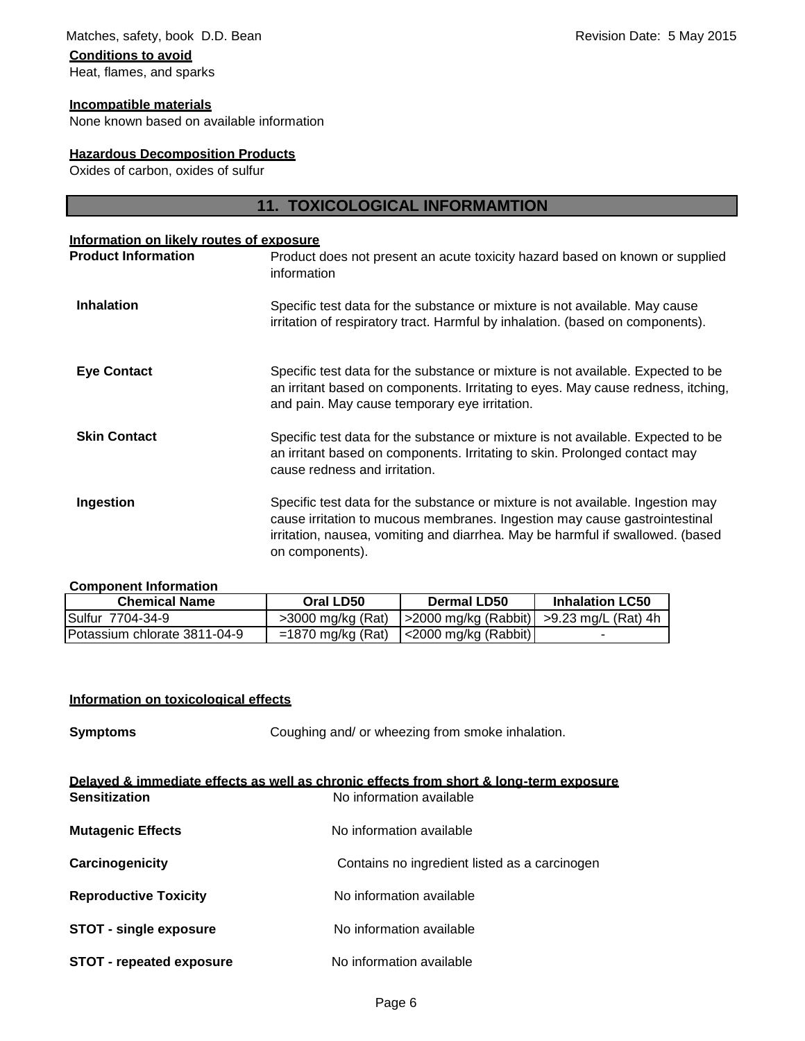**Conditions to avoid**

Heat, flames, and sparks

**Incompatible materials**

None known based on available information

**Hazardous Decomposition Products**

Oxides of carbon, oxides of sulfur

## 11. TOXICOLOGICAL INFORMAMTION

**Information on likely routes of exposure**

**Product Information** Product does not present an acute toxicity hazard based on known or supplied information

**Inhalation** Specific test data for the substance or mixture is not available. May cause irritation of respiratory tract. Harmful by inhalation. (based on components).

**Eye Contact** Specific test data for the substance or mixture is not available. Expected to be an irritant based on components. Irritating to eyes. May cause redness, itching, and pain. May cause temporary eye irritation.

**Skin Contact** Specific test data for the substance or mixture is not available. Expected to be an irritant based on components. Irritating to skin. Prolonged contact may cause redness and irritation.

**Ingestion** Specific test data for the substance or mixture is not available. Ingestion may cause irritation to mucous membranes. Ingestion may cause gastrointestinal irritation, nausea, vomiting and diarrhea. May be harmful if swallowed. (based on components).

**Component Information**

| Chemical Name | Oral LD50 | Dermal LD50 | Inhalation LC50 |
|---|---|---|---|
| Sulfur 7704-34-9 | >3000 mg/kg (Rat) | >2000 mg/kg (Rabbit) | >9.23 mg/L (Rat) 4h |
| Potassium chlorate 3811-04-9 | =1870 mg/kg (Rat) | <2000 mg/kg (Rabbit) | - |

**Information on toxicological effects**

**Symptoms** Coughing and/ or wheezing from smoke inhalation.

**Delayed & immediate effects as well as chronic effects from short & long-term exposure**

**Sensitization** No information available

**Mutagenic Effects** No information available

**Carcinogenicity** Contains no ingredient listed as a carcinogen

**Reproductive Toxicity** No information available

**STOT - single exposure** No information available

**STOT - repeated exposure** No information available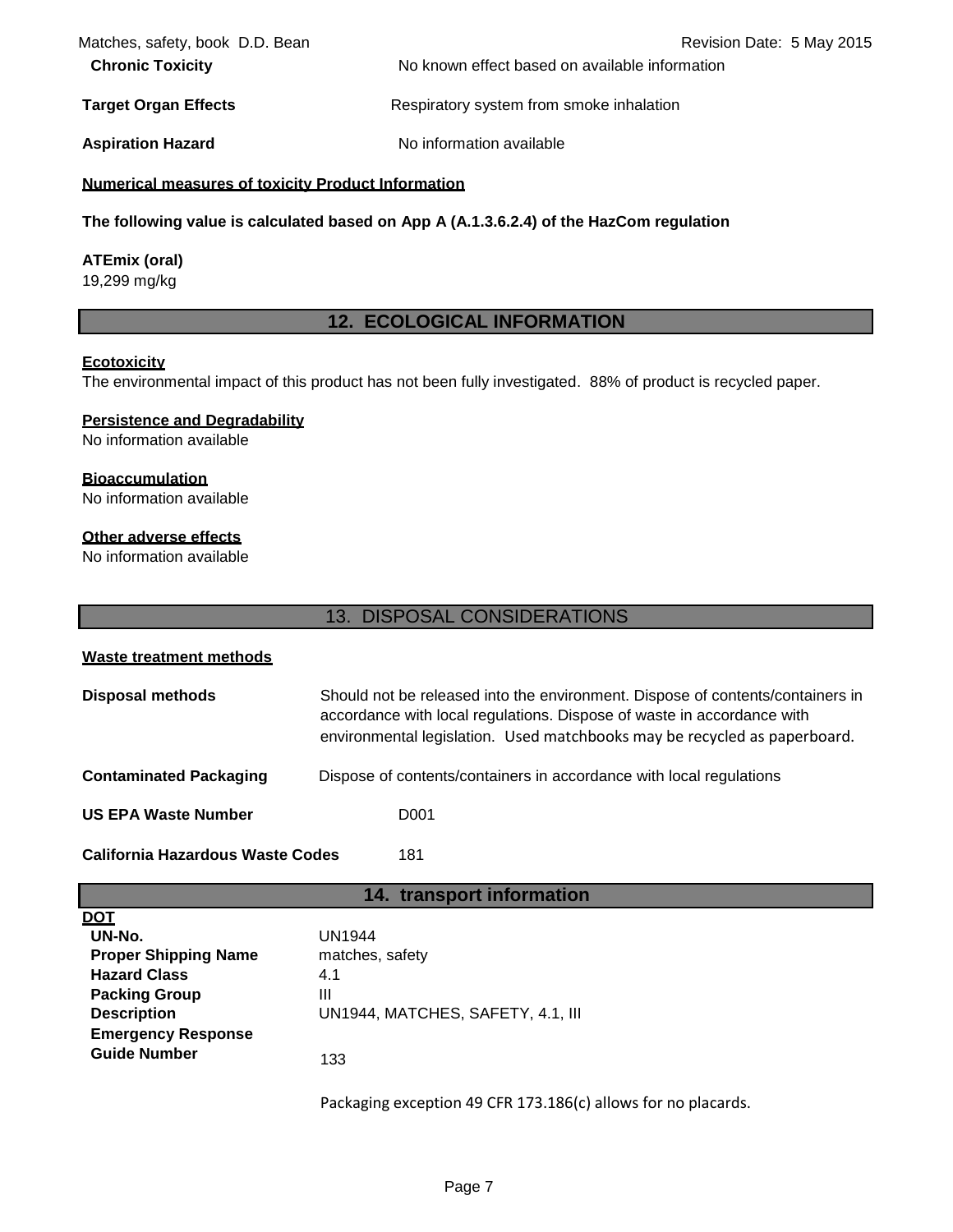**Chronic Toxicity** No known effect based on available information

**Target Organ Effects** Respiratory system from smoke inhalation

**Aspiration Hazard** No information available

**Numerical measures of toxicity Product Information**

**The following value is calculated based on App A (A.1.3.6.2.4) of the HazCom regulation**

**ATEmix (oral)**
19,299 mg/kg

## 12. ECOLOGICAL INFORMATION

**Ecotoxicity**
The environmental impact of this product has not been fully investigated. 88% of product is recycled paper.

**Persistence and Degradability**
No information available

**Bioaccumulation**
No information available

**Other adverse effects**
No information available

## 13. DISPOSAL CONSIDERATIONS

**Waste treatment methods**

**Disposal methods** Should not be released into the environment. Dispose of contents/containers in accordance with local regulations. Dispose of waste in accordance with environmental legislation. Used matchbooks may be recycled as paperboard.

**Contaminated Packaging** Dispose of contents/containers in accordance with local regulations

**US EPA Waste Number** D001

**California Hazardous Waste Codes** 181

## 14. transport information

**DOT**

| | |
|---|---|
| **UN-No.** | UN1944 |
| **Proper Shipping Name** | matches, safety |
| **Hazard Class** | 4.1 |
| **Packing Group** | III |
| **Description** | UN1944, MATCHES, SAFETY, 4.1, III |
| **Emergency Response Guide Number** | 133 |

Packaging exception 49 CFR 173.186(c) allows for no placards.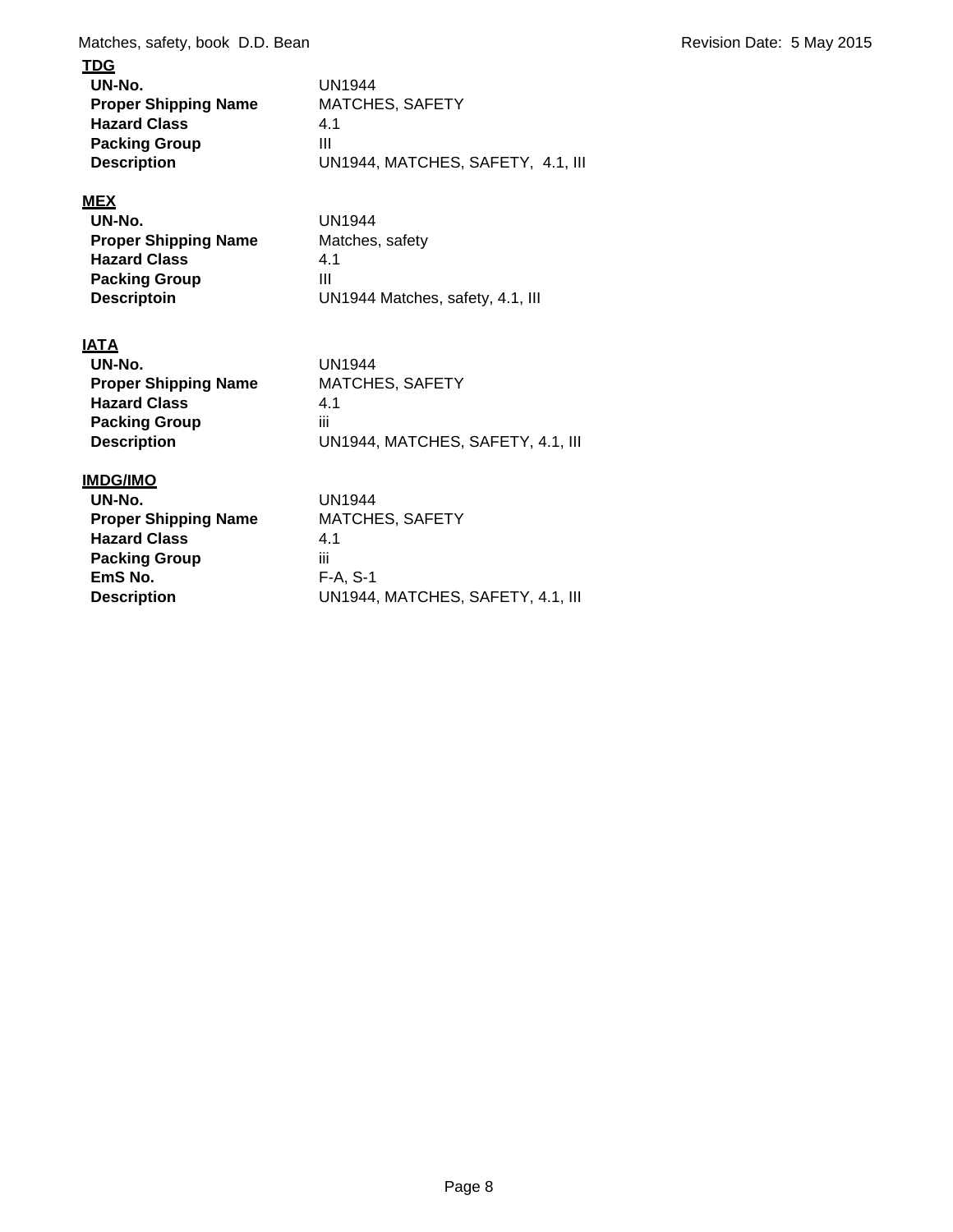**TDG**

| | |
|---|---|
| **UN-No.** | UN1944 |
| **Proper Shipping Name** | MATCHES, SAFETY |
| **Hazard Class** | 4.1 |
| **Packing Group** | III |
| **Description** | UN1944, MATCHES, SAFETY, 4.1, III |

**MEX**

| | |
|---|---|
| **UN-No.** | UN1944 |
| **Proper Shipping Name** | Matches, safety |
| **Hazard Class** | 4.1 |
| **Packing Group** | III |
| **Descriptoin** | UN1944 Matches, safety, 4.1, III |

**IATA**

| | |
|---|---|
| **UN-No.** | UN1944 |
| **Proper Shipping Name** | MATCHES, SAFETY |
| **Hazard Class** | 4.1 |
| **Packing Group** | iii |
| **Description** | UN1944, MATCHES, SAFETY, 4.1, III |

**IMDG/IMO**

| | |
|---|---|
| **UN-No.** | UN1944 |
| **Proper Shipping Name** | MATCHES, SAFETY |
| **Hazard Class** | 4.1 |
| **Packing Group** | iii |
| **EmS No.** | F-A, S-1 |
| **Description** | UN1944, MATCHES, SAFETY, 4.1, III |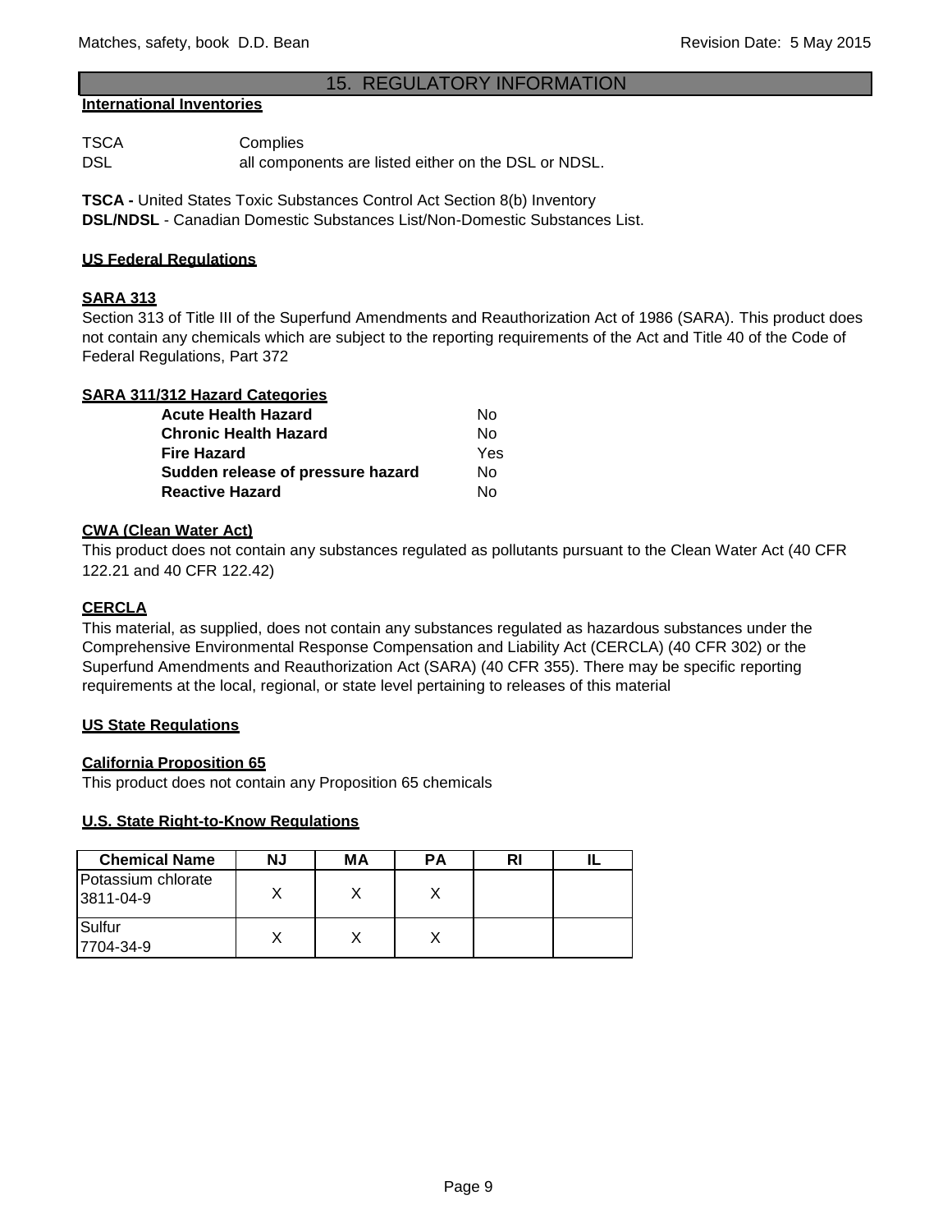## 15. REGULATORY INFORMATION

**International Inventories**

| | |
|---|---|
| TSCA | Complies |
| DSL | all components are listed either on the DSL or NDSL. |

**TSCA -** United States Toxic Substances Control Act Section 8(b) Inventory
**DSL/NDSL** - Canadian Domestic Substances List/Non-Domestic Substances List.

**US Federal Regulations**

**SARA 313**

Section 313 of Title III of the Superfund Amendments and Reauthorization Act of 1986 (SARA). This product does not contain any chemicals which are subject to the reporting requirements of the Act and Title 40 of the Code of Federal Regulations, Part 372

**SARA 311/312 Hazard Categories**

| | |
|---|---|
| **Acute Health Hazard** | No |
| **Chronic Health Hazard** | No |
| **Fire Hazard** | Yes |
| **Sudden release of pressure hazard** | No |
| **Reactive Hazard** | No |

**CWA (Clean Water Act)**

This product does not contain any substances regulated as pollutants pursuant to the Clean Water Act (40 CFR 122.21 and 40 CFR 122.42)

**CERCLA**

This material, as supplied, does not contain any substances regulated as hazardous substances under the Comprehensive Environmental Response Compensation and Liability Act (CERCLA) (40 CFR 302) or the Superfund Amendments and Reauthorization Act (SARA) (40 CFR 355). There may be specific reporting requirements at the local, regional, or state level pertaining to releases of this material

**US State Regulations**

**California Proposition 65**

This product does not contain any Proposition 65 chemicals

**U.S. State Right-to-Know Regulations**

| Chemical Name | NJ | MA | PA | RI | IL |
|---|---|---|---|---|---|
| Potassium chlorate 3811-04-9 | X | X | X | | |
| Sulfur 7704-34-9 | X | X | X | | |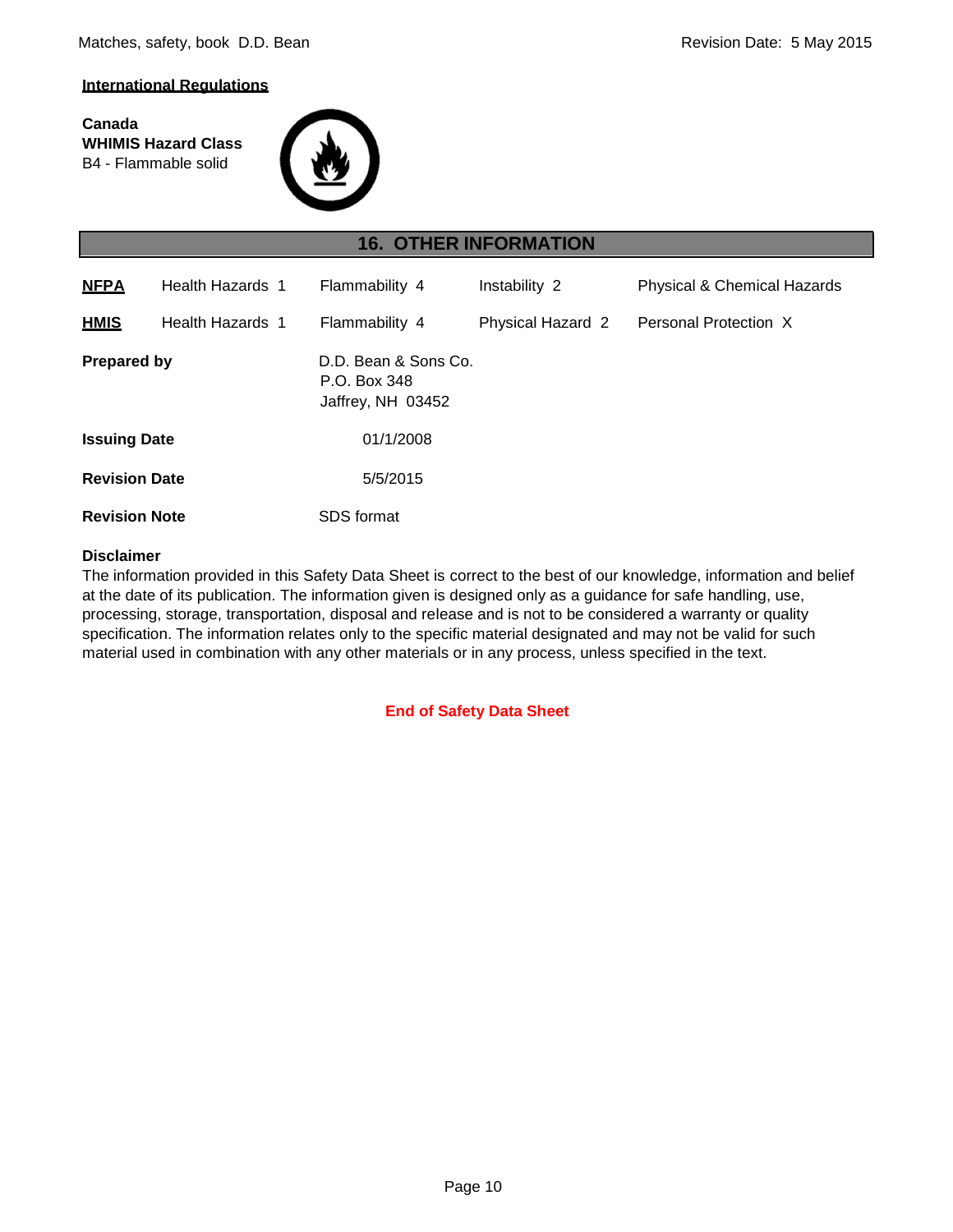**International Regulations**

**Canada**
**WHIMIS Hazard Class**
B4 - Flammable solid

## 16. OTHER INFORMATION

| | | | | |
|---|---|---|---|---|
| **NFPA** | Health Hazards 1 | Flammability 4 | Instability 2 | Physical & Chemical Hazards |
| **HMIS** | Health Hazards 1 | Flammability 4 | Physical Hazard 2 | Personal Protection X |

**Prepared by** D.D. Bean & Sons Co.
P.O. Box 348
Jaffrey, NH 03452

**Issuing Date** 01/1/2008

**Revision Date** 5/5/2015

**Revision Note** SDS format

**Disclaimer**
The information provided in this Safety Data Sheet is correct to the best of our knowledge, information and belief at the date of its publication. The information given is designed only as a guidance for safe handling, use, processing, storage, transportation, disposal and release and is not to be considered a warranty or quality specification. The information relates only to the specific material designated and may not be valid for such material used in combination with any other materials or in any process, unless specified in the text.

**End of Safety Data Sheet**